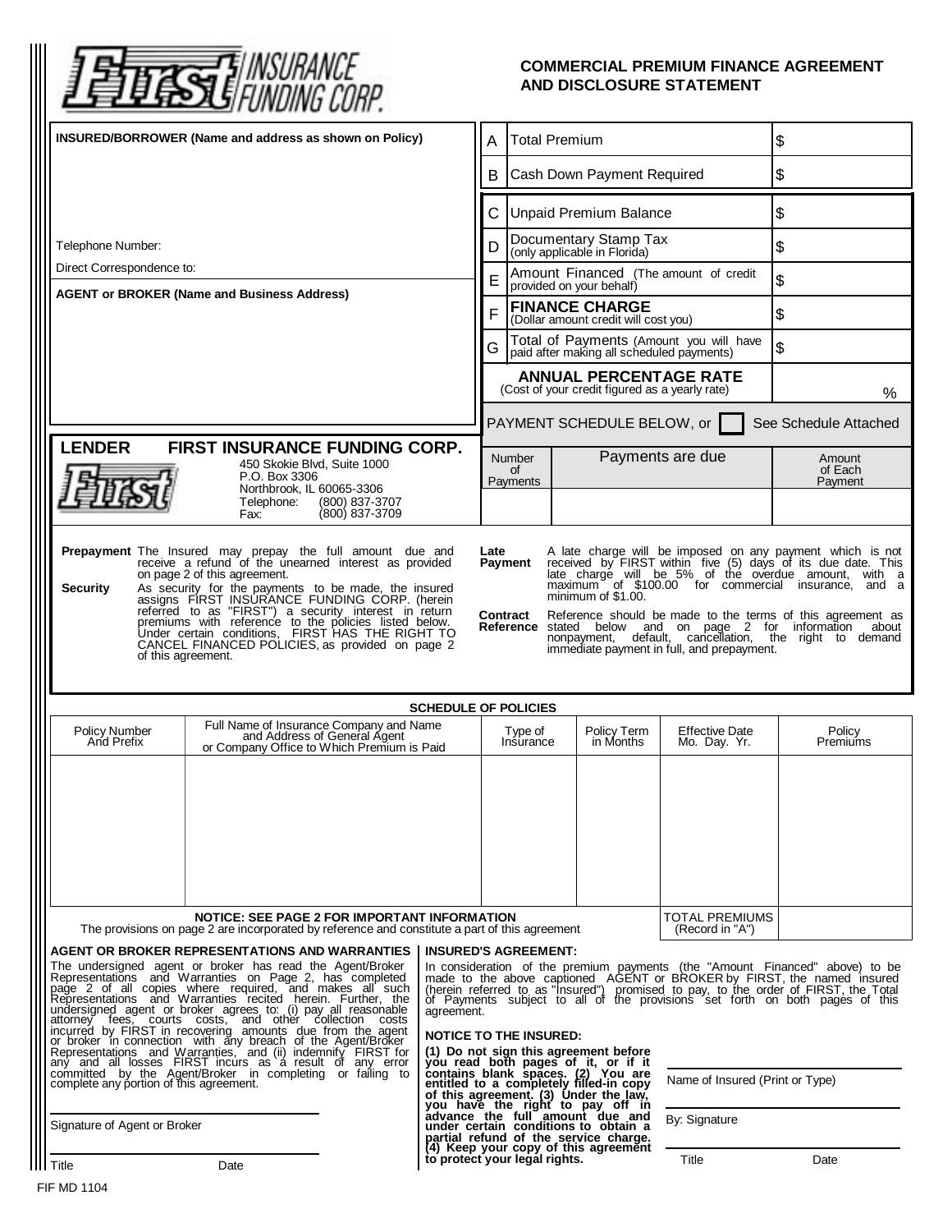# First INSURANCE FUNDING CORP.

## COMMERCIAL PREMIUM FINANCE AGREEMENT AND DISCLOSURE STATEMENT

**INSURED/BORROWER (Name and address as shown on Policy)**

Telephone Number:

Direct Correspondence to:

**AGENT or BROKER (Name and Business Address)**

| | | |
|---|---|---|
| A | Total Premium | $ |
| B | Cash Down Payment Required | $ |
| C | Unpaid Premium Balance | $ |
| D | Documentary Stamp Tax (only applicable in Florida) | $ |
| E | Amount Financed (The amount of credit provided on your behalf) | $ |
| F | **FINANCE CHARGE** (Dollar amount credit will cost you) | $ |
| G | Total of Payments (Amount you will have paid after making all scheduled payments) | $ |
| | **ANNUAL PERCENTAGE RATE** (Cost of your credit figured as a yearly rate) | % |

PAYMENT SCHEDULE BELOW, or ☐ See Schedule Attached

| Number of Payments | Payments are due | Amount of Each Payment |
|---|---|---|
| | | |

**LENDER FIRST INSURANCE FUNDING CORP.**
450 Skokie Blvd, Suite 1000
P.O. Box 3306
Northbrook, IL 60065-3306
Telephone: (800) 837-3707
Fax: (800) 837-3709

**Prepayment** The Insured may prepay the full amount due and receive a refund of the unearned interest as provided on page 2 of this agreement.

**Security** As security for the payments to be made, the insured assigns FIRST INSURANCE FUNDING CORP. (herein referred to as "FIRST") a security interest in return premiums with reference to the policies listed below. Under certain conditions, FIRST HAS THE RIGHT TO CANCEL FINANCED POLICIES, as provided on page 2 of this agreement.

**Late Payment** A late charge will be imposed on any payment which is not received by FIRST within five (5) days of its due date. This late charge will be 5% of the overdue amount, with a maximum of $100.00 for commercial insurance, and a minimum of $1.00.

**Contract Reference** Reference should be made to the terms of this agreement as stated below and on page 2 for information about nonpayment, default, cancellation, the right to demand immediate payment in full, and prepayment.

**SCHEDULE OF POLICIES**

| Policy Number And Prefix | Full Name of Insurance Company and Name and Address of General Agent or Company Office to Which Premium is Paid | Type of Insurance | Policy Term in Months | Effective Date Mo. Day. Yr. | Policy Premiums |
|---|---|---|---|---|---|
| | | | | | |
| | | | | TOTAL PREMIUMS (Record in "A") | |

**NOTICE: SEE PAGE 2 FOR IMPORTANT INFORMATION**
The provisions on page 2 are incorporated by reference and constitute a part of this agreement

**AGENT OR BROKER REPRESENTATIONS AND WARRANTIES**

The undersigned agent or broker has read the Agent/Broker Representations and Warranties on Page 2, has completed page 2 of all copies where required, and makes all such Representations and Warranties recited herein. Further, the undersigned agent or broker agrees to: (i) pay all reasonable attorney fees, courts costs, and other collection costs incurred by FIRST in recovering amounts due from the agent or broker in connection with any breach of the Agent/Broker Representations and Warranties, and (ii) indemnify FIRST for any and all losses FIRST incurs as a result of any error committed by the Agent/Broker in completing or failing to complete any portion of this agreement.

Signature of Agent or Broker

Title Date

**INSURED'S AGREEMENT:**

In consideration of the premium payments (the "Amount Financed" above) to be made to the above captioned AGENT or BROKER by FIRST, the named insured (herein referred to as "Insured") promised to pay, to the order of FIRST, the Total of Payments subject to all of the provisions set forth on both pages of this agreement.

**NOTICE TO THE INSURED:**

**(1) Do not sign this agreement before you read both pages of it, or if it contains blank spaces. (2) You are entitled to a completely filled-in copy of this agreement. (3) Under the law, you have the right to pay off in advance the full amount due and under certain conditions to obtain a partial refund of the service charge. (4) Keep your copy of this agreement to protect your legal rights.**

Name of Insured (Print or Type)

By: Signature

Title Date

FIF MD 1104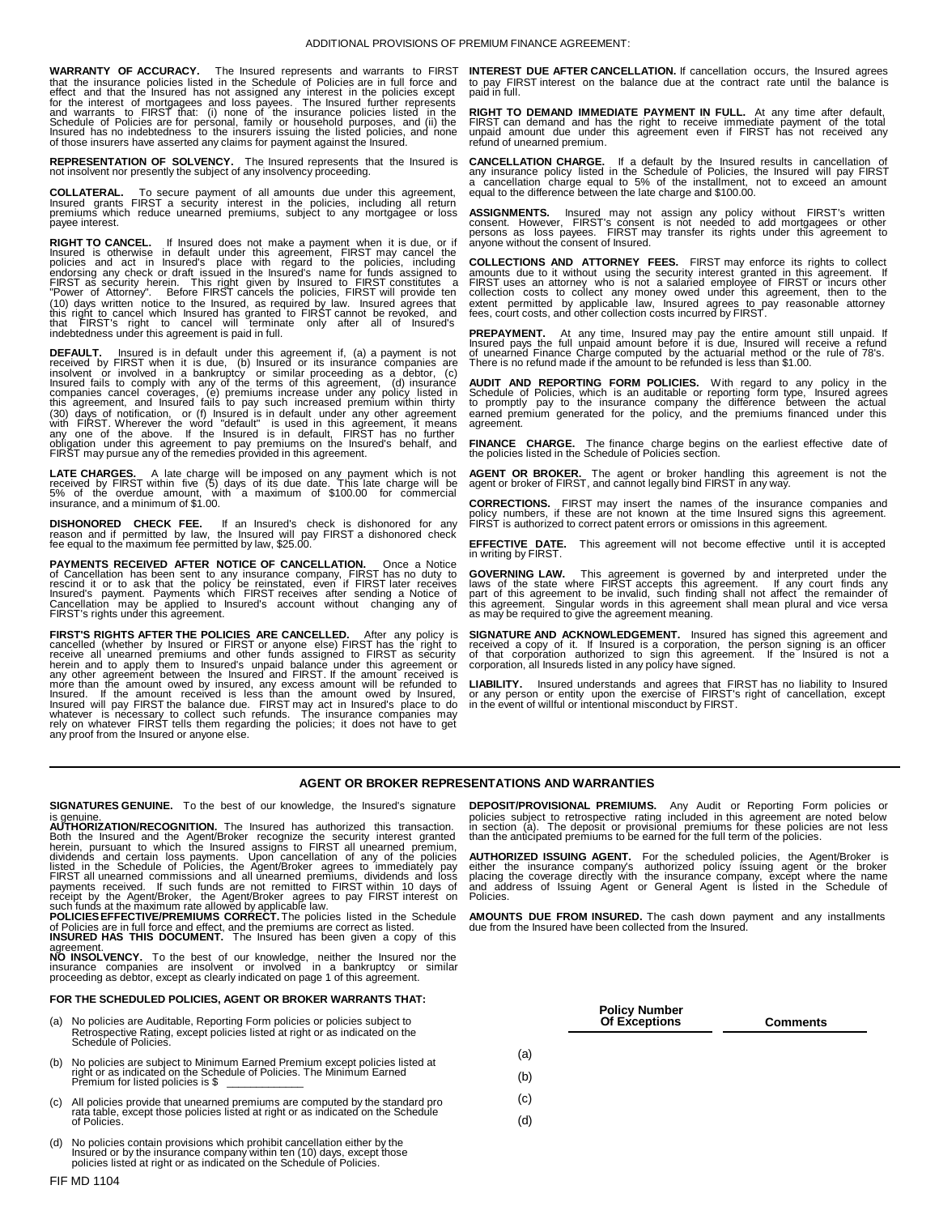ADDITIONAL PROVISIONS OF PREMIUM FINANCE AGREEMENT:

**WARRANTY OF ACCURACY.** The Insured represents and warrants to FIRST that the insurance policies listed in the Schedule of Policies are in full force and effect and that the Insured has not assigned any interest in the policies except for the interest of mortgagees and loss payees. The Insured further represents and warrants to FIRST that: (i) none of the insurance policies listed in the Schedule of Policies are for personal, family or household purposes, and (ii) the Insured has no indebtedness to the insurers issuing the listed policies, and none of those insurers have asserted any claims for payment against the Insured.

**REPRESENTATION OF SOLVENCY.** The Insured represents that the Insured is not insolvent nor presently the subject of any insolvency proceeding.

**COLLATERAL.** To secure payment of all amounts due under this agreement, Insured grants FIRST a security interest in the policies, including all return premiums which reduce unearned premiums, subject to any mortgagee or loss payee interest.

**RIGHT TO CANCEL.** If Insured does not make a payment when it is due, or if Insured is otherwise in default under this agreement, FIRST may cancel the policies and act in Insured's place with regard to the policies, including endorsing any check or draft issued in the Insured's name for funds assigned to FIRST as security herein. This right given by Insured to FIRST constitutes a "Power of Attorney". Before FIRST cancels the policies, FIRST will provide ten (10) days written notice to the Insured, as required by law. Insured agrees that this right to cancel which Insured has granted to FIRST cannot be revoked, and that FIRST's right to cancel will terminate only after all of Insured's indebtedness under this agreement is paid in full.

**DEFAULT.** Insured is in default under this agreement if, (a) a payment is not received by FIRST when it is due, (b) Insured or its insurance companies are insolvent or involved in a bankruptcy or similar proceeding as a debtor, (c) Insured fails to comply with any of the terms of this agreement, (d) insurance companies cancel coverages, (e) premiums increase under any policy listed in this agreement, and Insured fails to pay such increased premium within thirty (30) days of notification, or (f) Insured is in default under any other agreement with FIRST. Wherever the word "default" is used in this agreement, it means any one of the above. If the Insured is in default, FIRST has no further obligation under this agreement to pay premiums on the Insured's behalf, and FIRST may pursue any of the remedies provided in this agreement.

**LATE CHARGES.** A late charge will be imposed on any payment which is not received by FIRST within five (5) days of its due date. This late charge will be 5% of the overdue amount, with a maximum of $100.00 for commercial insurance, and a minimum of $1.00.

**DISHONORED CHECK FEE.** If an Insured's check is dishonored for any reason and if permitted by law, the Insured will pay FIRST a dishonored check fee equal to the maximum fee permitted by law, $25.00.

**PAYMENTS RECEIVED AFTER NOTICE OF CANCELLATION.** Once a Notice of Cancellation has been sent to any insurance company, FIRST has no duty to rescind it or to ask that the policy be reinstated, even if FIRST later receives Insured's payment. Payments which FIRST receives after sending a Notice of Cancellation may be applied to Insured's account without changing any of FIRST's rights under this agreement.

**FIRST'S RIGHTS AFTER THE POLICIES ARE CANCELLED.** After any policy is cancelled (whether by Insured or FIRST or anyone else) FIRST has the right to receive all unearned premiums and other funds assigned to FIRST as security herein and to apply them to Insured's unpaid balance under this agreement or any other agreement between the Insured and FIRST. If the amount received is more than the amount owed by insured, any excess amount will be refunded to Insured. If the amount received is less than the amount owed by Insured, Insured will pay FIRST the balance due. FIRST may act in Insured's place to do whatever is necessary to collect such refunds. The insurance companies may rely on whatever FIRST tells them regarding the policies; it does not have to get any proof from the Insured or anyone else.

**INTEREST DUE AFTER CANCELLATION.** If cancellation occurs, the Insured agrees to pay FIRST interest on the balance due at the contract rate until the balance is paid in full.

**RIGHT TO DEMAND IMMEDIATE PAYMENT IN FULL.** At any time after default, FIRST can demand and has the right to receive immediate payment of the total unpaid amount due under this agreement even if FIRST has not received any refund of unearned premium.

**CANCELLATION CHARGE.** If a default by the Insured results in cancellation of any insurance policy listed in the Schedule of Policies, the Insured will pay FIRST a cancellation charge equal to 5% of the installment, not to exceed an amount equal to the difference between the late charge and $100.00.

**ASSIGNMENTS.** Insured may not assign any policy without FIRST's written consent. However, FIRST's consent is not needed to add mortgagees or other persons as loss payees. FIRST may transfer its rights under this agreement to anyone without the consent of Insured.

**COLLECTIONS AND ATTORNEY FEES.** FIRST may enforce its rights to collect amounts due to it without using the security interest granted in this agreement. If FIRST uses an attorney who is not a salaried employee of FIRST or incurs other collection costs to collect any money owed under this agreement, then to the extent permitted by applicable law, Insured agrees to pay reasonable attorney fees, court costs, and other collection costs incurred by FIRST.

**PREPAYMENT.** At any time, Insured may pay the entire amount still unpaid. If Insured pays the full unpaid amount before it is due, Insured will receive a refund of unearned Finance Charge computed by the actuarial method or the rule of 78's. There is no refund made if the amount to be refunded is less than $1.00.

**AUDIT AND REPORTING FORM POLICIES.** With regard to any policy in the Schedule of Policies, which is an auditable or reporting form type, Insured agrees to promptly pay to the insurance company the difference between the actual earned premium generated for the policy, and the premiums financed under this agreement.

**FINANCE CHARGE.** The finance charge begins on the earliest effective date of the policies listed in the Schedule of Policies section.

**AGENT OR BROKER.** The agent or broker handling this agreement is not the agent or broker of FIRST, and cannot legally bind FIRST in any way.

**CORRECTIONS.** FIRST may insert the names of the insurance companies and policy numbers, if these are not known at the time Insured signs this agreement. FIRST is authorized to correct patent errors or omissions in this agreement.

**EFFECTIVE DATE.** This agreement will not become effective until it is accepted in writing by FIRST.

**GOVERNING LAW.** This agreement is governed by and interpreted under the laws of the state where FIRST accepts this agreement. If any court finds any part of this agreement to be invalid, such finding shall not affect the remainder of this agreement. Singular words in this agreement shall mean plural and vice versa as may be required to give the agreement meaning.

**SIGNATURE AND ACKNOWLEDGEMENT.** Insured has signed this agreement and received a copy of it. If Insured is a corporation, the person signing is an officer of that corporation authorized to sign this agreement. If the Insured is not a corporation, all Insureds listed in any policy have signed.

**LIABILITY.** Insured understands and agrees that FIRST has no liability to Insured or any person or entity upon the exercise of FIRST's right of cancellation, except in the event of willful or intentional misconduct by FIRST.

## AGENT OR BROKER REPRESENTATIONS AND WARRANTIES

**SIGNATURES GENUINE.** To the best of our knowledge, the Insured's signature is genuine.

**AUTHORIZATION/RECOGNITION.** The Insured has authorized this transaction. Both the Insured and the Agent/Broker recognize the security interest granted herein, pursuant to which the Insured assigns to FIRST all unearned premium, dividends and certain loss payments. Upon cancellation of any of the policies listed in the Schedule of Policies, the Agent/Broker agrees to immediately pay FIRST all unearned commissions and all unearned premiums, dividends and loss payments received. If such funds are not remitted to FIRST within 10 days of receipt by the Agent/Broker, the Agent/Broker agrees to pay FIRST interest on such funds at the maximum rate allowed by applicable law.

**POLICIES EFFECTIVE/PREMIUMS CORRECT.** The policies listed in the Schedule of Policies are in full force and effect, and the premiums are correct as listed.

**INSURED HAS THIS DOCUMENT.** The Insured has been given a copy of this agreement.

**NO INSOLVENCY.** To the best of our knowledge, neither the Insured nor the insurance companies are insolvent or involved in a bankruptcy or similar proceeding as debtor, except as clearly indicated on page 1 of this agreement.

**FOR THE SCHEDULED POLICIES, AGENT OR BROKER WARRANTS THAT:**

(a) No policies are Auditable, Reporting Form policies or policies subject to Retrospective Rating, except policies listed at right or as indicated on the Schedule of Policies.

(b) No policies are subject to Minimum Earned Premium except policies listed at right or as indicated on the Schedule of Policies. The Minimum Earned Premium for listed policies is $ \_\_\_\_\_\_\_\_\_\_\_\_

(c) All policies provide that unearned premiums are computed by the standard pro rata table, except those policies listed at right or as indicated on the Schedule of Policies.

(d) No policies contain provisions which prohibit cancellation either by the Insured or by the insurance company within ten (10) days, except those policies listed at right or as indicated on the Schedule of Policies.

**DEPOSIT/PROVISIONAL PREMIUMS.** Any Audit or Reporting Form policies or policies subject to retrospective rating included in this agreement are noted below in section (a). The deposit or provisional premiums for these policies are not less than the anticipated premiums to be earned for the full term of the policies.

**AUTHORIZED ISSUING AGENT.** For the scheduled policies, the Agent/Broker is either the insurance company's authorized policy issuing agent or the broker placing the coverage directly with the insurance company, except where the name and address of Issuing Agent or General Agent is listed in the Schedule of Policies.

**AMOUNTS DUE FROM INSURED.** The cash down payment and any installments due from the Insured have been collected from the Insured.

| | Policy Number Of Exceptions | Comments |
|---|---|---|
| (a) | | |
| (b) | | |
| (c) | | |
| (d) | | |

FIF MD 1104